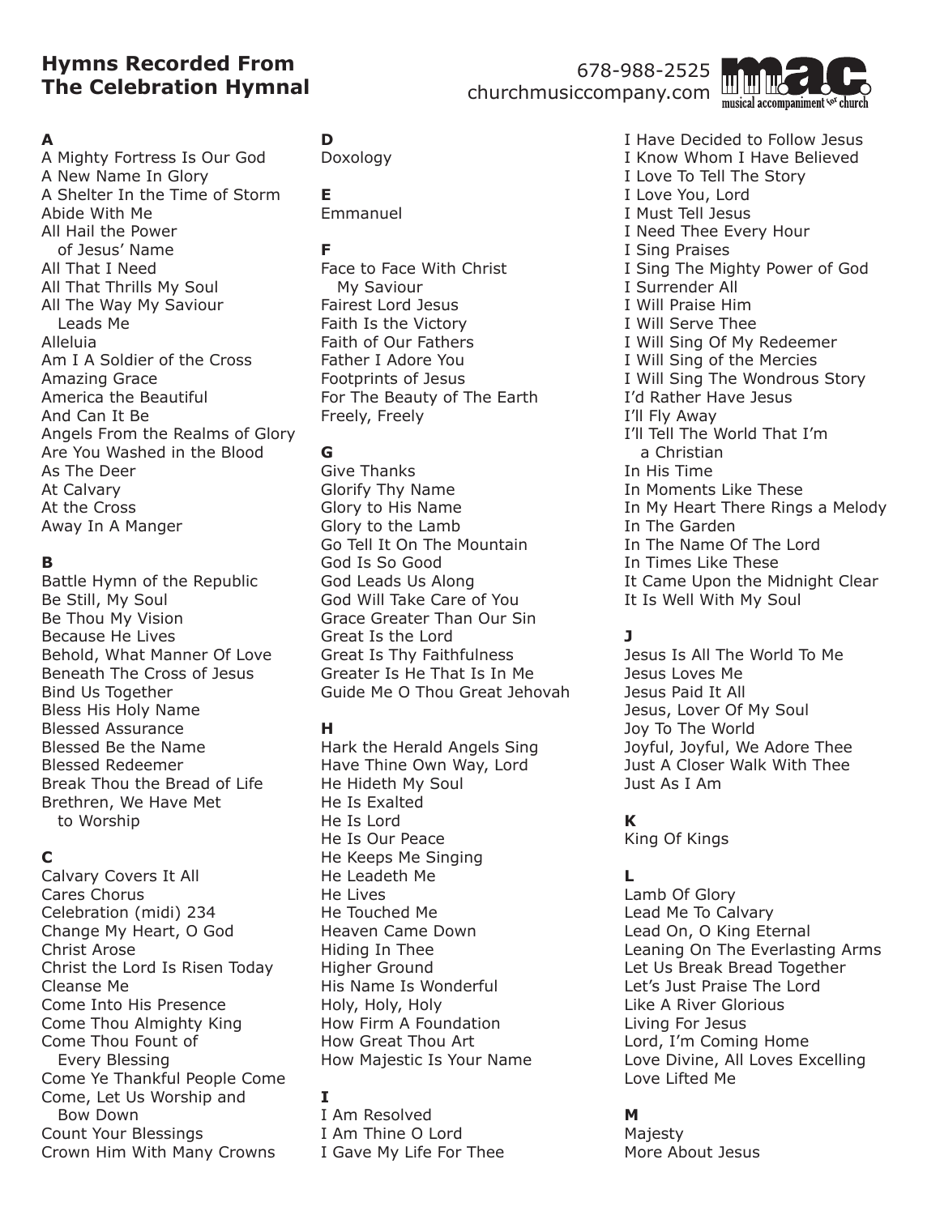# Hymns Recorded From The Celebration Hymnal

678-988-2525
churchmusiccompany.com

m.a.c. musical accompaniment for church

**A**

A Mighty Fortress Is Our God
A New Name In Glory
A Shelter In the Time of Storm
Abide With Me
All Hail the Power of Jesus' Name
All That I Need
All That Thrills My Soul
All The Way My Saviour Leads Me
Alleluia
Am I A Soldier of the Cross
Amazing Grace
America the Beautiful
And Can It Be
Angels From the Realms of Glory
Are You Washed in the Blood
As The Deer
At Calvary
At the Cross
Away In A Manger

**B**

Battle Hymn of the Republic
Be Still, My Soul
Be Thou My Vision
Because He Lives
Behold, What Manner Of Love
Beneath The Cross of Jesus
Bind Us Together
Bless His Holy Name
Blessed Assurance
Blessed Be the Name
Blessed Redeemer
Break Thou the Bread of Life
Brethren, We Have Met to Worship

**C**

Calvary Covers It All
Cares Chorus
Celebration (midi) 234
Change My Heart, O God
Christ Arose
Christ the Lord Is Risen Today
Cleanse Me
Come Into His Presence
Come Thou Almighty King
Come Thou Fount of Every Blessing
Come Ye Thankful People Come
Come, Let Us Worship and Bow Down
Count Your Blessings
Crown Him With Many Crowns

**D**

Doxology

**E**

Emmanuel

**F**

Face to Face With Christ My Saviour
Fairest Lord Jesus
Faith Is the Victory
Faith of Our Fathers
Father I Adore You
Footprints of Jesus
For The Beauty of The Earth
Freely, Freely

**G**

Give Thanks
Glorify Thy Name
Glory to His Name
Glory to the Lamb
Go Tell It On The Mountain
God Is So Good
God Leads Us Along
God Will Take Care of You
Grace Greater Than Our Sin
Great Is the Lord
Great Is Thy Faithfulness
Greater Is He That Is In Me
Guide Me O Thou Great Jehovah

**H**

Hark the Herald Angels Sing
Have Thine Own Way, Lord
He Hideth My Soul
He Is Exalted
He Is Lord
He Is Our Peace
He Keeps Me Singing
He Leadeth Me
He Lives
He Touched Me
Heaven Came Down
Hiding In Thee
Higher Ground
His Name Is Wonderful
Holy, Holy, Holy
How Firm A Foundation
How Great Thou Art
How Majestic Is Your Name

**I**

I Am Resolved
I Am Thine O Lord
I Gave My Life For Thee
I Have Decided to Follow Jesus
I Know Whom I Have Believed
I Love To Tell The Story
I Love You, Lord
I Must Tell Jesus
I Need Thee Every Hour
I Sing Praises
I Sing The Mighty Power of God
I Surrender All
I Will Praise Him
I Will Serve Thee
I Will Sing Of My Redeemer
I Will Sing of the Mercies
I Will Sing The Wondrous Story
I'd Rather Have Jesus
I'll Fly Away
I'll Tell The World That I'm a Christian
In His Time
In Moments Like These
In My Heart There Rings a Melody
In The Garden
In The Name Of The Lord
In Times Like These
It Came Upon the Midnight Clear
It Is Well With My Soul

**J**

Jesus Is All The World To Me
Jesus Loves Me
Jesus Paid It All
Jesus, Lover Of My Soul
Joy To The World
Joyful, Joyful, We Adore Thee
Just A Closer Walk With Thee
Just As I Am

**K**

King Of Kings

**L**

Lamb Of Glory
Lead Me To Calvary
Lead On, O King Eternal
Leaning On The Everlasting Arms
Let Us Break Bread Together
Let's Just Praise The Lord
Like A River Glorious
Living For Jesus
Lord, I'm Coming Home
Love Divine, All Loves Excelling
Love Lifted Me

**M**

Majesty
More About Jesus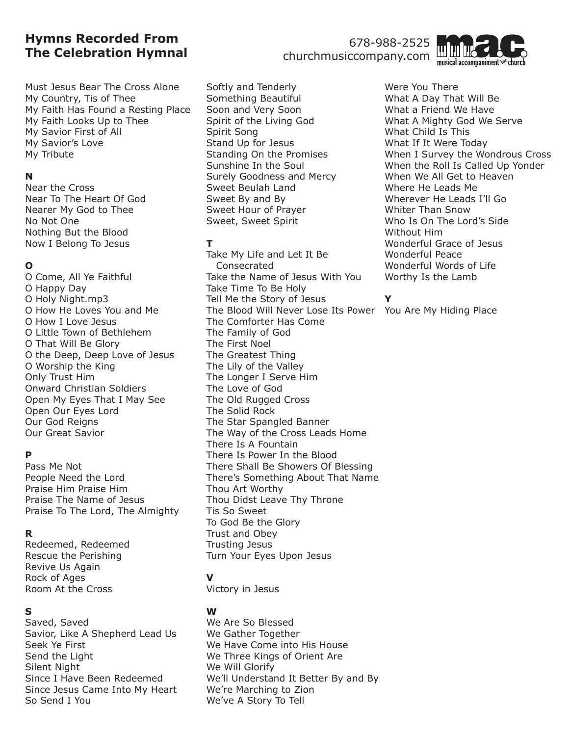# Hymns Recorded From The Celebration Hymnal

678-988-2525
churchmusiccompany.com

m.a.c. musical accompaniment for church

Must Jesus Bear The Cross Alone
My Country, Tis of Thee
My Faith Has Found a Resting Place
My Faith Looks Up to Thee
My Savior First of All
My Savior's Love
My Tribute

**N**
Near the Cross
Near To The Heart Of God
Nearer My God to Thee
No Not One
Nothing But the Blood
Now I Belong To Jesus

**O**
O Come, All Ye Faithful
O Happy Day
O Holy Night.mp3
O How He Loves You and Me
O How I Love Jesus
O Little Town of Bethlehem
O That Will Be Glory
O the Deep, Deep Love of Jesus
O Worship the King
Only Trust Him
Onward Christian Soldiers
Open My Eyes That I May See
Open Our Eyes Lord
Our God Reigns
Our Great Savior

**P**
Pass Me Not
People Need the Lord
Praise Him Praise Him
Praise The Name of Jesus
Praise To The Lord, The Almighty

**R**
Redeemed, Redeemed
Rescue the Perishing
Revive Us Again
Rock of Ages
Room At the Cross

**S**
Saved, Saved
Savior, Like A Shepherd Lead Us
Seek Ye First
Send the Light
Silent Night
Since I Have Been Redeemed
Since Jesus Came Into My Heart
So Send I You
Softly and Tenderly
Something Beautiful
Soon and Very Soon
Spirit of the Living God
Spirit Song
Stand Up for Jesus
Standing On the Promises
Sunshine In the Soul
Surely Goodness and Mercy
Sweet Beulah Land
Sweet By and By
Sweet Hour of Prayer
Sweet, Sweet Spirit

**T**
Take My Life and Let It Be Consecrated
Take the Name of Jesus With You
Take Time To Be Holy
Tell Me the Story of Jesus
The Blood Will Never Lose Its Power
The Comforter Has Come
The Family of God
The First Noel
The Greatest Thing
The Lily of the Valley
The Longer I Serve Him
The Love of God
The Old Rugged Cross
The Solid Rock
The Star Spangled Banner
The Way of the Cross Leads Home
There Is A Fountain
There Is Power In the Blood
There Shall Be Showers Of Blessing
There's Something About That Name
Thou Art Worthy
Thou Didst Leave Thy Throne
Tis So Sweet
To God Be the Glory
Trust and Obey
Trusting Jesus
Turn Your Eyes Upon Jesus

**V**
Victory in Jesus

**W**
We Are So Blessed
We Gather Together
We Have Come into His House
We Three Kings of Orient Are
We Will Glorify
We'll Understand It Better By and By
We're Marching to Zion
We've A Story To Tell
Were You There
What A Day That Will Be
What a Friend We Have
What A Mighty God We Serve
What Child Is This
What If It Were Today
When I Survey the Wondrous Cross
When the Roll Is Called Up Yonder
When We All Get to Heaven
Where He Leads Me
Wherever He Leads I'll Go
Whiter Than Snow
Who Is On The Lord's Side
Without Him
Wonderful Grace of Jesus
Wonderful Peace
Wonderful Words of Life
Worthy Is the Lamb

**Y**
You Are My Hiding Place